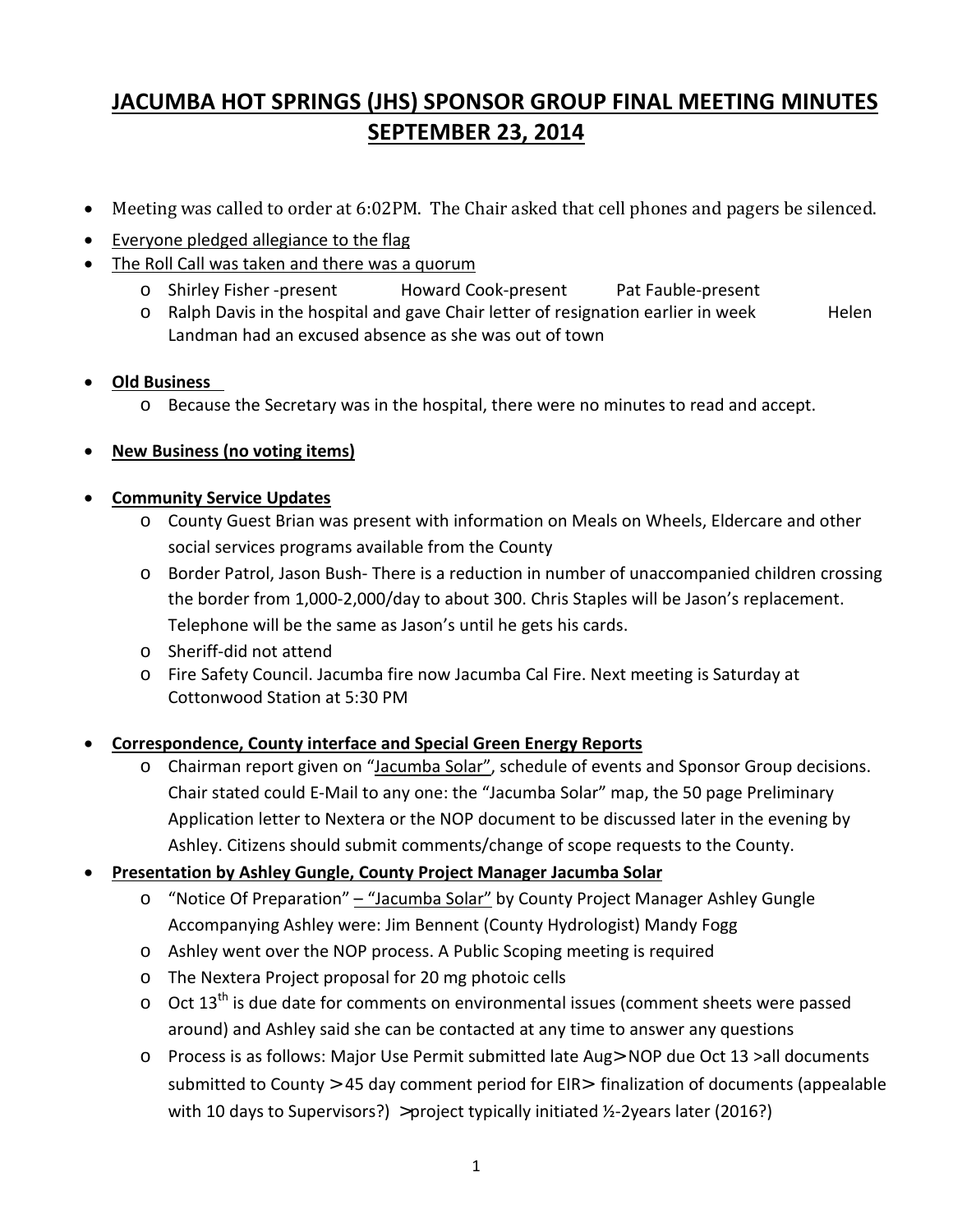# JACUMBA HOT SPRINGS (JHS) SPONSOR GROUP FINAL MEETING MINUTES SEPTEMBER 23, 2014

- Meeting was called to order at 6:02PM. The Chair asked that cell phones and pagers be silenced.
- Everyone pledged allegiance to the flag
- The Roll Call was taken and there was a quorum
  - Shirley Fisher -present Howard Cook-present Pat Fauble-present
  - Ralph Davis in the hospital and gave Chair letter of resignation earlier in week Helen Landman had an excused absence as she was out of town
- **Old Business**
  - Because the Secretary was in the hospital, there were no minutes to read and accept.
- **New Business (no voting items)**
- **Community Service Updates**
  - County Guest Brian was present with information on Meals on Wheels, Eldercare and other social services programs available from the County
  - Border Patrol, Jason Bush- There is a reduction in number of unaccompanied children crossing the border from 1,000-2,000/day to about 300. Chris Staples will be Jason's replacement. Telephone will be the same as Jason's until he gets his cards.
  - Sheriff-did not attend
  - Fire Safety Council. Jacumba fire now Jacumba Cal Fire. Next meeting is Saturday at Cottonwood Station at 5:30 PM
- **Correspondence, County interface and Special Green Energy Reports**
  - Chairman report given on "Jacumba Solar", schedule of events and Sponsor Group decisions. Chair stated could E-Mail to any one: the "Jacumba Solar" map, the 50 page Preliminary Application letter to Nextera or the NOP document to be discussed later in the evening by Ashley. Citizens should submit comments/change of scope requests to the County.
- **Presentation by Ashley Gungle, County Project Manager Jacumba Solar**
  - "Notice Of Preparation" – "Jacumba Solar" by County Project Manager Ashley Gungle Accompanying Ashley were: Jim Bennent (County Hydrologist) Mandy Fogg
  - Ashley went over the NOP process. A Public Scoping meeting is required
  - The Nextera Project proposal for 20 mg photoic cells
  - Oct 13th is due date for comments on environmental issues (comment sheets were passed around) and Ashley said she can be contacted at any time to answer any questions
  - Process is as follows: Major Use Permit submitted late Aug>NOP due Oct 13 >all documents submitted to County >45 day comment period for EIR> finalization of documents (appealable with 10 days to Supervisors?) >project typically initiated ½-2years later (2016?)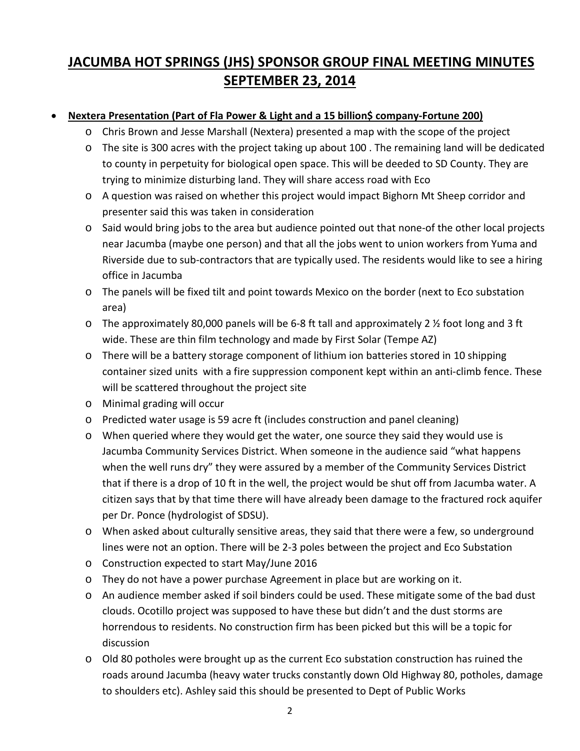# JACUMBA HOT SPRINGS (JHS) SPONSOR GROUP FINAL MEETING MINUTES SEPTEMBER 23, 2014

- **Nextera Presentation (Part of Fla Power & Light and a 15 billion$ company-Fortune 200)**
  - Chris Brown and Jesse Marshall (Nextera) presented a map with the scope of the project
  - The site is 300 acres with the project taking up about 100 . The remaining land will be dedicated to county in perpetuity for biological open space. This will be deeded to SD County. They are trying to minimize disturbing land. They will share access road with Eco
  - A question was raised on whether this project would impact Bighorn Mt Sheep corridor and presenter said this was taken in consideration
  - Said would bring jobs to the area but audience pointed out that none-of the other local projects near Jacumba (maybe one person) and that all the jobs went to union workers from Yuma and Riverside due to sub-contractors that are typically used. The residents would like to see a hiring office in Jacumba
  - The panels will be fixed tilt and point towards Mexico on the border (next to Eco substation area)
  - The approximately 80,000 panels will be 6-8 ft tall and approximately 2 ½ foot long and 3 ft wide. These are thin film technology and made by First Solar (Tempe AZ)
  - There will be a battery storage component of lithium ion batteries stored in 10 shipping container sized units with a fire suppression component kept within an anti-climb fence. These will be scattered throughout the project site
  - Minimal grading will occur
  - Predicted water usage is 59 acre ft (includes construction and panel cleaning)
  - When queried where they would get the water, one source they said they would use is Jacumba Community Services District. When someone in the audience said "what happens when the well runs dry" they were assured by a member of the Community Services District that if there is a drop of 10 ft in the well, the project would be shut off from Jacumba water. A citizen says that by that time there will have already been damage to the fractured rock aquifer per Dr. Ponce (hydrologist of SDSU).
  - When asked about culturally sensitive areas, they said that there were a few, so underground lines were not an option. There will be 2-3 poles between the project and Eco Substation
  - Construction expected to start May/June 2016
  - They do not have a power purchase Agreement in place but are working on it.
  - An audience member asked if soil binders could be used. These mitigate some of the bad dust clouds. Ocotillo project was supposed to have these but didn't and the dust storms are horrendous to residents. No construction firm has been picked but this will be a topic for discussion
  - Old 80 potholes were brought up as the current Eco substation construction has ruined the roads around Jacumba (heavy water trucks constantly down Old Highway 80, potholes, damage to shoulders etc). Ashley said this should be presented to Dept of Public Works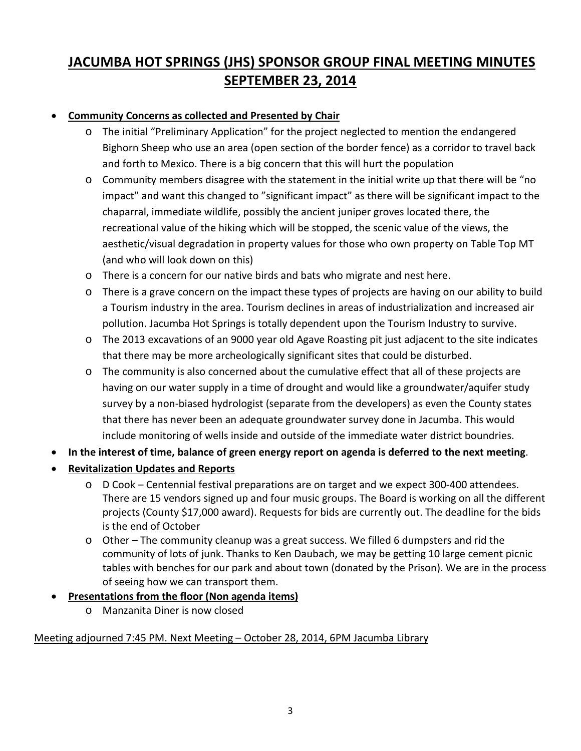# JACUMBA HOT SPRINGS (JHS) SPONSOR GROUP FINAL MEETING MINUTES SEPTEMBER 23, 2014

- **Community Concerns as collected and Presented by Chair**
  - The initial "Preliminary Application" for the project neglected to mention the endangered Bighorn Sheep who use an area (open section of the border fence) as a corridor to travel back and forth to Mexico. There is a big concern that this will hurt the population
  - Community members disagree with the statement in the initial write up that there will be "no impact" and want this changed to "significant impact" as there will be significant impact to the chaparral, immediate wildlife, possibly the ancient juniper groves located there, the recreational value of the hiking which will be stopped, the scenic value of the views, the aesthetic/visual degradation in property values for those who own property on Table Top MT (and who will look down on this)
  - There is a concern for our native birds and bats who migrate and nest here.
  - There is a grave concern on the impact these types of projects are having on our ability to build a Tourism industry in the area. Tourism declines in areas of industrialization and increased air pollution. Jacumba Hot Springs is totally dependent upon the Tourism Industry to survive.
  - The 2013 excavations of an 9000 year old Agave Roasting pit just adjacent to the site indicates that there may be more archeologically significant sites that could be disturbed.
  - The community is also concerned about the cumulative effect that all of these projects are having on our water supply in a time of drought and would like a groundwater/aquifer study survey by a non-biased hydrologist (separate from the developers) as even the County states that there has never been an adequate groundwater survey done in Jacumba. This would include monitoring of wells inside and outside of the immediate water district boundries.
- **In the interest of time, balance of green energy report on agenda is deferred to the next meeting**.
- **Revitalization Updates and Reports**
  - D Cook – Centennial festival preparations are on target and we expect 300-400 attendees. There are 15 vendors signed up and four music groups. The Board is working on all the different projects (County $17,000 award). Requests for bids are currently out. The deadline for the bids is the end of October
  - Other – The community cleanup was a great success. We filled 6 dumpsters and rid the community of lots of junk. Thanks to Ken Daubach, we may be getting 10 large cement picnic tables with benches for our park and about town (donated by the Prison). We are in the process of seeing how we can transport them.
- **Presentations from the floor (Non agenda items)**
  - Manzanita Diner is now closed

Meeting adjourned 7:45 PM. Next Meeting – October 28, 2014, 6PM Jacumba Library